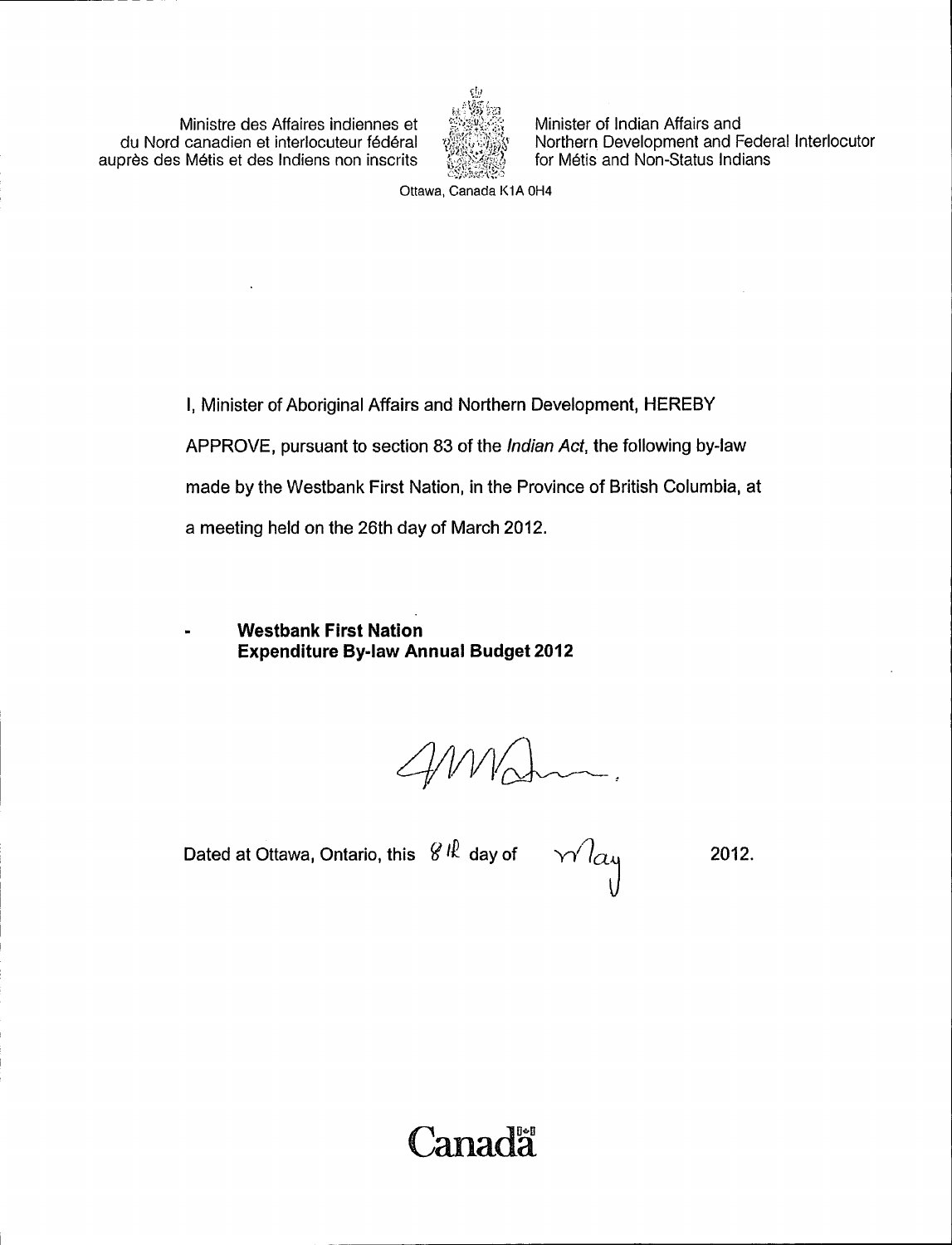Ministre des Affaires indiennes et du Nord canadien et interlocuteur fédéral auprès des Métis et des Indiens non inscrits

Minister of Indian Affairs and Northern Development and Federal Interlocutor for Métis and Non-Status Indians

Ottawa, Canada K1A 0H4

I, Minister of Aboriginal Affairs and Northern Development, HEREBY APPROVE, pursuant to section 83 of the *Indian Act*, the following by-law made by the Westbank First Nation, in the Province of British Columbia, at a meeting held on the 26th day of March 2012.

- **Westbank First Nation Expenditure By-law Annual Budget 2012**

Dated at Ottawa, Ontario, this 8th day of May 2012.

Canada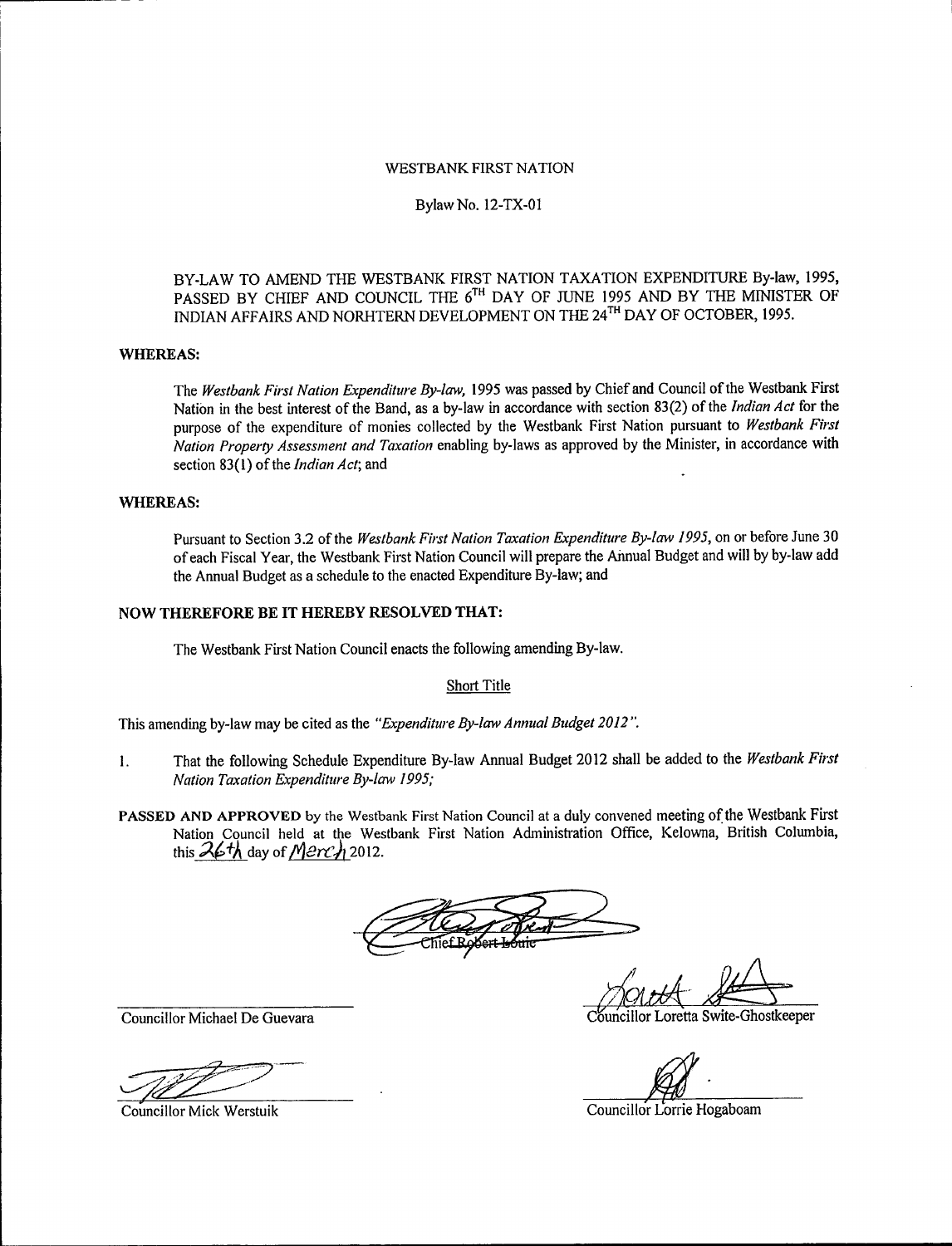WESTBANK FIRST NATION

Bylaw No. 12-TX-01

BY-LAW TO AMEND THE WESTBANK FIRST NATION TAXATION EXPENDITURE By-law, 1995, PASSED BY CHIEF AND COUNCIL THE 6TH DAY OF JUNE 1995 AND BY THE MINISTER OF INDIAN AFFAIRS AND NORHTERN DEVELOPMENT ON THE 24TH DAY OF OCTOBER, 1995.

**WHEREAS:**

The *Westbank First Nation Expenditure By-law,* 1995 was passed by Chief and Council of the Westbank First Nation in the best interest of the Band, as a by-law in accordance with section 83(2) of the *Indian Act* for the purpose of the expenditure of monies collected by the Westbank First Nation pursuant to *Westbank First Nation Property Assessment and Taxation* enabling by-laws as approved by the Minister, in accordance with section 83(1) of the *Indian Act*; and

**WHEREAS:**

Pursuant to Section 3.2 of the *Westbank First Nation Taxation Expenditure By-law 1995*, on or before June 30 of each Fiscal Year, the Westbank First Nation Council will prepare the Annual Budget and will by by-law add the Annual Budget as a schedule to the enacted Expenditure By-law; and

**NOW THEREFORE BE IT HEREBY RESOLVED THAT:**

The Westbank First Nation Council enacts the following amending By-law.

Short Title

This amending by-law may be cited as the *"Expenditure By-law Annual Budget 2012"*.

1. That the following Schedule Expenditure By-law Annual Budget 2012 shall be added to the *Westbank First Nation Taxation Expenditure By-law 1995;*

**PASSED AND APPROVED** by the Westbank First Nation Council at a duly convened meeting of the Westbank First Nation Council held at the Westbank First Nation Administration Office, Kelowna, British Columbia, this 26th day of March 2012.

Chief Robert Louie

Councillor Michael De Guevara

Councillor Loretta Swite-Ghostkeeper

Councillor Mick Werstuik

Councillor Lorrie Hogaboam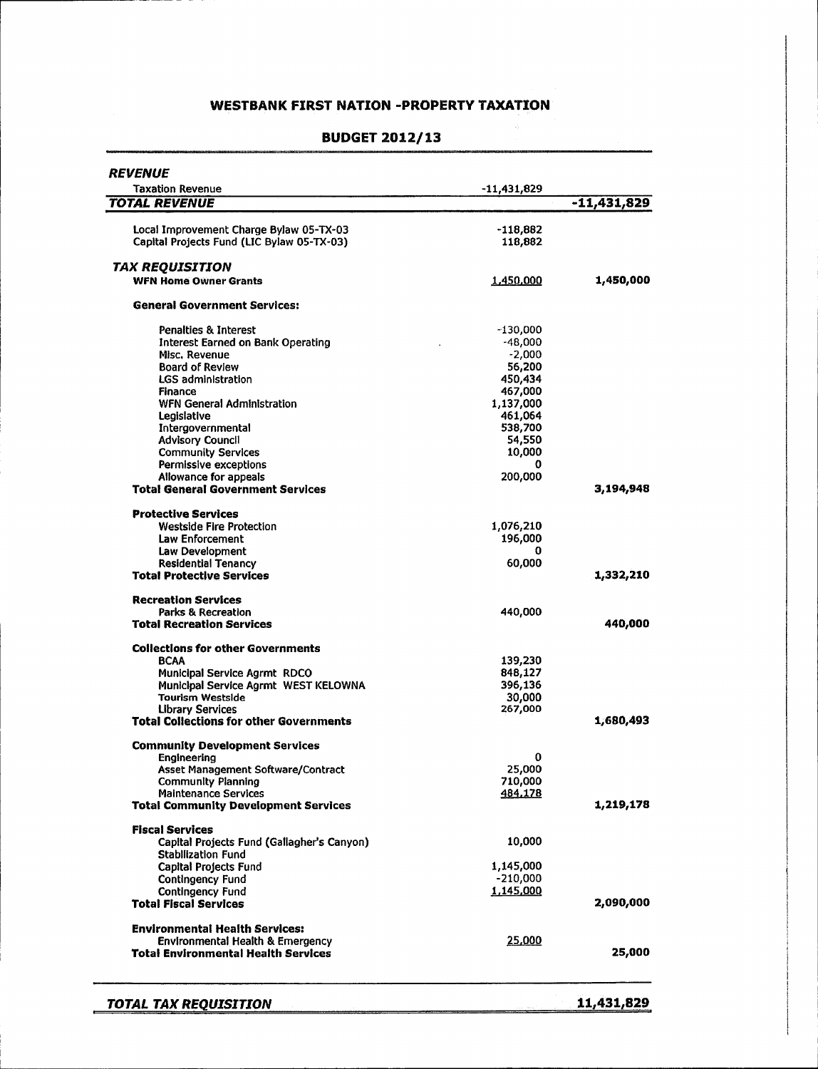## WESTBANK FIRST NATION -PROPERTY TAXATION

### BUDGET 2012/13

| | | |
|---|---|---|
| ***REVENUE*** | | |
| Taxation Revenue | -11,431,829 | |
| ***TOTAL REVENUE*** | | **-11,431,829** |
| | | |
| Local Improvement Charge Bylaw 05-TX-03 | -118,882 | |
| Capital Projects Fund (LIC Bylaw 05-TX-03) | 118,882 | |
| | | |
| ***TAX REQUISITION*** | | |
| **WFN Home Owner Grants** | 1,450,000 | **1,450,000** |
| | | |
| **General Government Services:** | | |
| Penalties & Interest | -130,000 | |
| Interest Earned on Bank Operating | -48,000 | |
| Misc. Revenue | -2,000 | |
| Board of Review | 56,200 | |
| LGS administration | 450,434 | |
| Finance | 467,000 | |
| WFN General Administration | 1,137,000 | |
| Legislative | 461,064 | |
| Intergovernmental | 538,700 | |
| Advisory Council | 54,550 | |
| Community Services | 10,000 | |
| Permissive exceptions | 0 | |
| Allowance for appeals | 200,000 | |
| **Total General Government Services** | | **3,194,948** |
| | | |
| **Protective Services** | | |
| Westside Fire Protection | 1,076,210 | |
| Law Enforcement | 196,000 | |
| Law Development | 0 | |
| Residential Tenancy | 60,000 | |
| **Total Protective Services** | | **1,332,210** |
| | | |
| **Recreation Services** | | |
| Parks & Recreation | 440,000 | |
| **Total Recreation Services** | | **440,000** |
| | | |
| **Collections for other Governments** | | |
| BCAA | 139,230 | |
| Municipal Service Agrmt RDCO | 848,127 | |
| Municipal Service Agrmt WEST KELOWNA | 396,136 | |
| Tourism Westside | 30,000 | |
| Library Services | 267,000 | |
| **Total Collections for other Governments** | | **1,680,493** |
| | | |
| **Community Development Services** | | |
| Engineering | 0 | |
| Asset Management Software/Contract | 25,000 | |
| Community Planning | 710,000 | |
| Maintenance Services | 484,178 | |
| **Total Community Development Services** | | **1,219,178** |
| | | |
| **Fiscal Services** | | |
| Capital Projects Fund (Gallagher's Canyon) | 10,000 | |
| Stabilization Fund | | |
| Capital Projects Fund | 1,145,000 | |
| Contingency Fund | -210,000 | |
| Contingency Fund | 1,145,000 | |
| **Total Fiscal Services** | | **2,090,000** |
| | | |
| **Environmental Health Services:** | | |
| Environmental Health & Emergency | 25,000 | |
| **Total Environmental Health Services** | | **25,000** |
| | | |
| ***TOTAL TAX REQUISITION*** | | **11,431,829** |